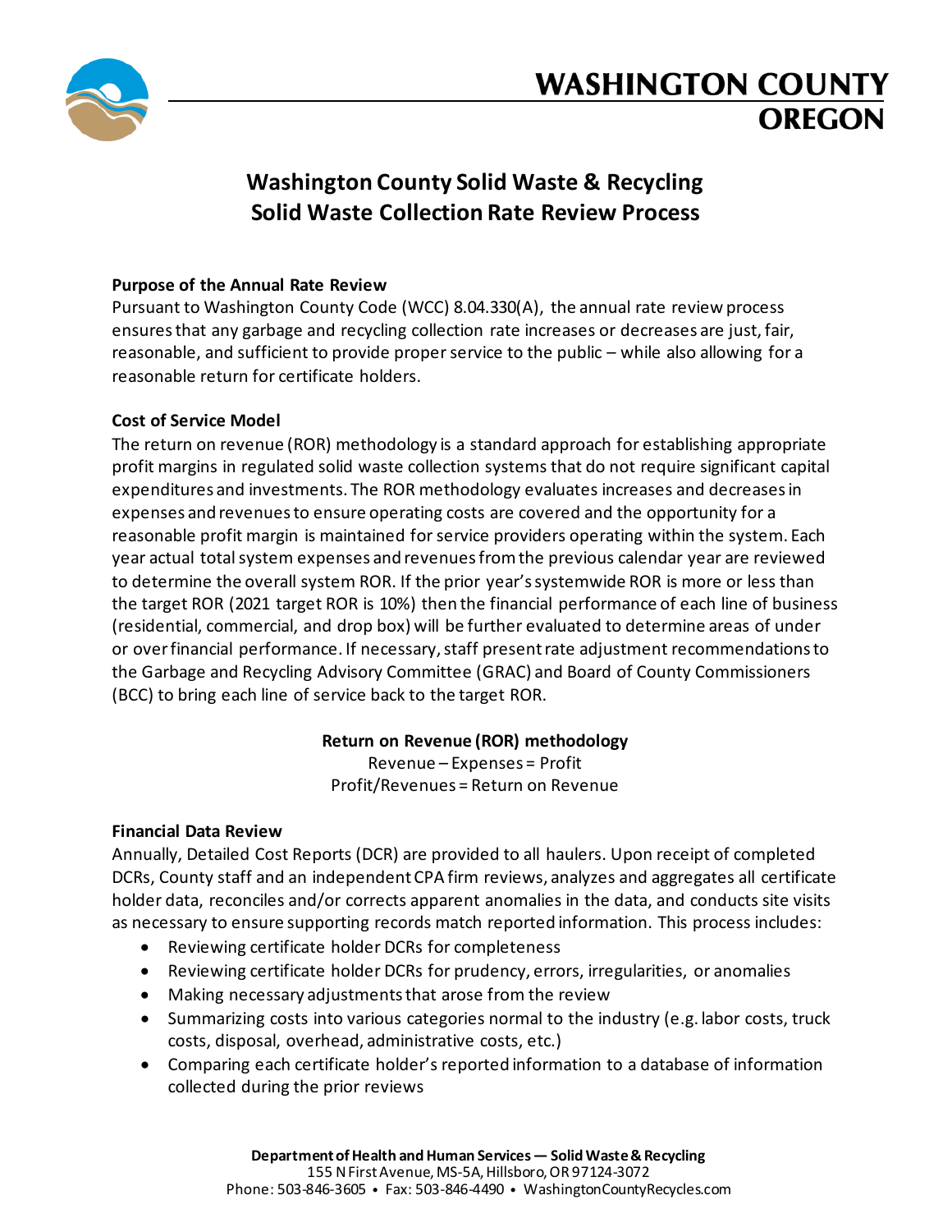# Washington County Solid Waste & Recycling
# Solid Waste Collection Rate Review Process

**Purpose of the Annual Rate Review**

Pursuant to Washington County Code (WCC) 8.04.330(A), the annual rate review process ensures that any garbage and recycling collection rate increases or decreases are just, fair, reasonable, and sufficient to provide proper service to the public – while also allowing for a reasonable return for certificate holders.

**Cost of Service Model**

The return on revenue (ROR) methodology is a standard approach for establishing appropriate profit margins in regulated solid waste collection systems that do not require significant capital expenditures and investments. The ROR methodology evaluates increases and decreases in expenses and revenues to ensure operating costs are covered and the opportunity for a reasonable profit margin is maintained for service providers operating within the system. Each year actual total system expenses and revenues from the previous calendar year are reviewed to determine the overall system ROR. If the prior year's systemwide ROR is more or less than the target ROR (2021 target ROR is 10%) then the financial performance of each line of business (residential, commercial, and drop box) will be further evaluated to determine areas of under or over financial performance. If necessary, staff present rate adjustment recommendations to the Garbage and Recycling Advisory Committee (GRAC) and Board of County Commissioners (BCC) to bring each line of service back to the target ROR.

**Return on Revenue (ROR) methodology**

Revenue – Expenses = Profit

Profit/Revenues = Return on Revenue

**Financial Data Review**

Annually, Detailed Cost Reports (DCR) are provided to all haulers. Upon receipt of completed DCRs, County staff and an independent CPA firm reviews, analyzes and aggregates all certificate holder data, reconciles and/or corrects apparent anomalies in the data, and conducts site visits as necessary to ensure supporting records match reported information. This process includes:

- Reviewing certificate holder DCRs for completeness
- Reviewing certificate holder DCRs for prudency, errors, irregularities, or anomalies
- Making necessary adjustments that arose from the review
- Summarizing costs into various categories normal to the industry (e.g. labor costs, truck costs, disposal, overhead, administrative costs, etc.)
- Comparing each certificate holder's reported information to a database of information collected during the prior reviews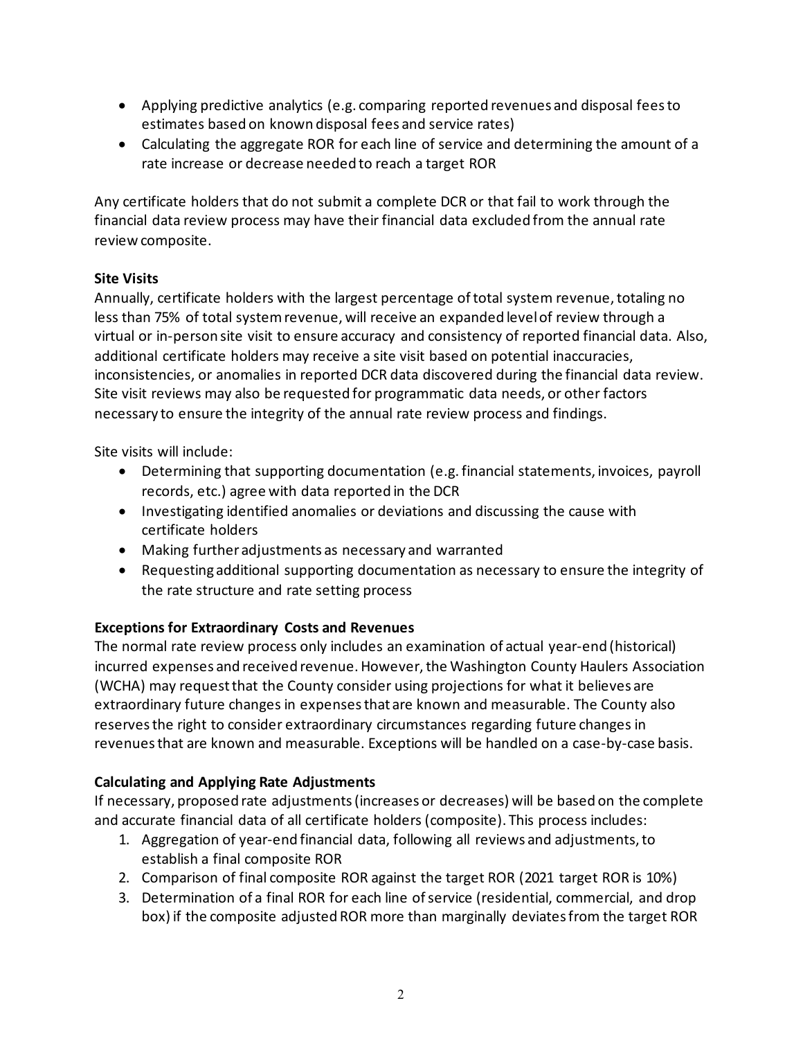- Applying predictive analytics (e.g. comparing reported revenues and disposal fees to estimates based on known disposal fees and service rates)
- Calculating the aggregate ROR for each line of service and determining the amount of a rate increase or decrease needed to reach a target ROR

Any certificate holders that do not submit a complete DCR or that fail to work through the financial data review process may have their financial data excluded from the annual rate review composite.

**Site Visits**

Annually, certificate holders with the largest percentage of total system revenue, totaling no less than 75% of total system revenue, will receive an expanded level of review through a virtual or in-person site visit to ensure accuracy and consistency of reported financial data. Also, additional certificate holders may receive a site visit based on potential inaccuracies, inconsistencies, or anomalies in reported DCR data discovered during the financial data review. Site visit reviews may also be requested for programmatic data needs, or other factors necessary to ensure the integrity of the annual rate review process and findings.

Site visits will include:

- Determining that supporting documentation (e.g. financial statements, invoices, payroll records, etc.) agree with data reported in the DCR
- Investigating identified anomalies or deviations and discussing the cause with certificate holders
- Making further adjustments as necessary and warranted
- Requesting additional supporting documentation as necessary to ensure the integrity of the rate structure and rate setting process

**Exceptions for Extraordinary Costs and Revenues**

The normal rate review process only includes an examination of actual year-end (historical) incurred expenses and received revenue. However, the Washington County Haulers Association (WCHA) may request that the County consider using projections for what it believes are extraordinary future changes in expenses that are known and measurable. The County also reserves the right to consider extraordinary circumstances regarding future changes in revenues that are known and measurable. Exceptions will be handled on a case-by-case basis.

**Calculating and Applying Rate Adjustments**

If necessary, proposed rate adjustments (increases or decreases) will be based on the complete and accurate financial data of all certificate holders (composite). This process includes:

1. Aggregation of year-end financial data, following all reviews and adjustments, to establish a final composite ROR
2. Comparison of final composite ROR against the target ROR (2021 target ROR is 10%)
3. Determination of a final ROR for each line of service (residential, commercial, and drop box) if the composite adjusted ROR more than marginally deviates from the target ROR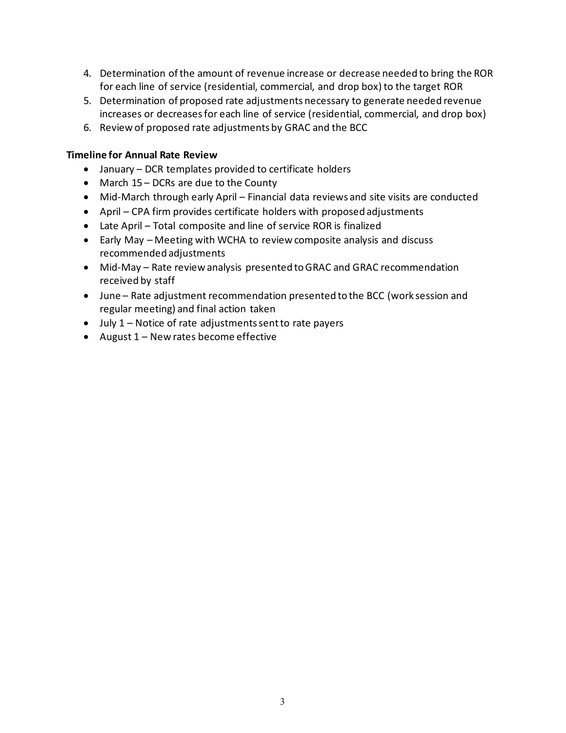4. Determination of the amount of revenue increase or decrease needed to bring the ROR for each line of service (residential, commercial, and drop box) to the target ROR
5. Determination of proposed rate adjustments necessary to generate needed revenue increases or decreases for each line of service (residential, commercial, and drop box)
6. Review of proposed rate adjustments by GRAC and the BCC

**Timeline for Annual Rate Review**

- January – DCR templates provided to certificate holders
- March 15 – DCRs are due to the County
- Mid-March through early April – Financial data reviews and site visits are conducted
- April – CPA firm provides certificate holders with proposed adjustments
- Late April – Total composite and line of service ROR is finalized
- Early May – Meeting with WCHA to review composite analysis and discuss recommended adjustments
- Mid-May – Rate review analysis presented to GRAC and GRAC recommendation received by staff
- June – Rate adjustment recommendation presented to the BCC (work session and regular meeting) and final action taken
- July 1 – Notice of rate adjustments sent to rate payers
- August 1 – New rates become effective